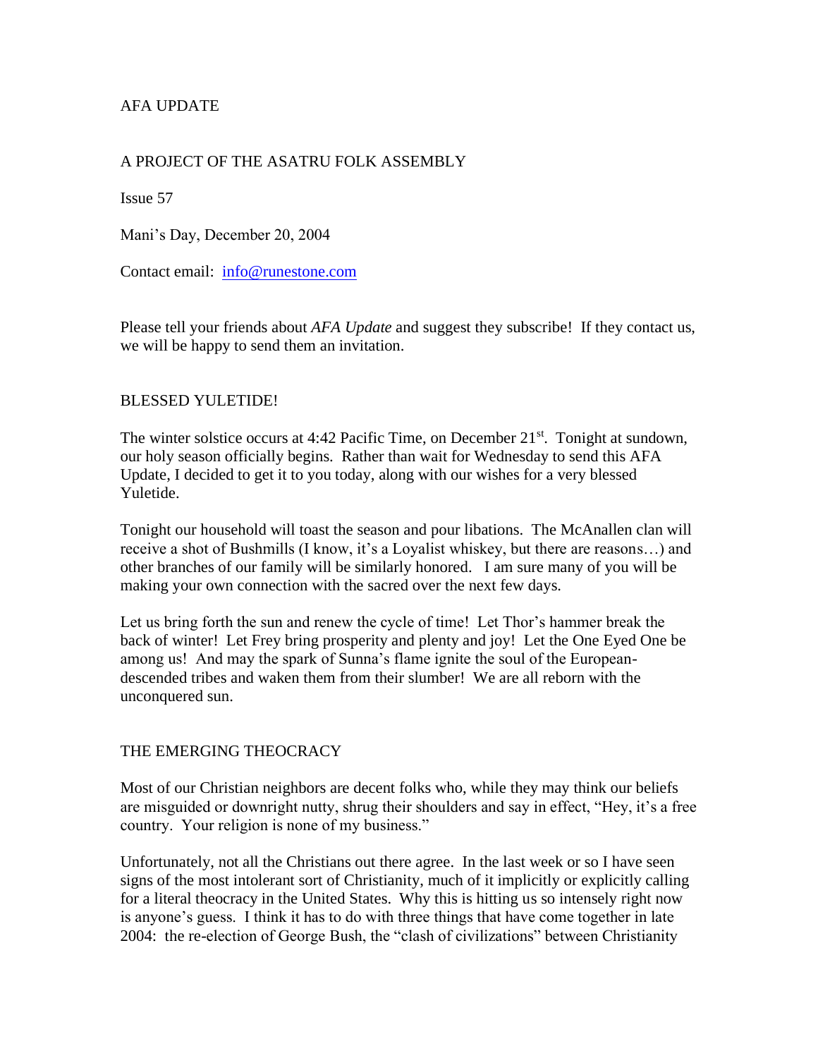AFA UPDATE

A PROJECT OF THE ASATRU FOLK ASSEMBLY

Issue 57

Mani's Day, December 20, 2004

Contact email: info@runestone.com

Please tell your friends about *AFA Update* and suggest they subscribe! If they contact us, we will be happy to send them an invitation.

## BLESSED YULETIDE!

The winter solstice occurs at 4:42 Pacific Time, on December 21st. Tonight at sundown, our holy season officially begins. Rather than wait for Wednesday to send this AFA Update, I decided to get it to you today, along with our wishes for a very blessed Yuletide.

Tonight our household will toast the season and pour libations. The McAnallen clan will receive a shot of Bushmills (I know, it's a Loyalist whiskey, but there are reasons…) and other branches of our family will be similarly honored. I am sure many of you will be making your own connection with the sacred over the next few days.

Let us bring forth the sun and renew the cycle of time! Let Thor's hammer break the back of winter! Let Frey bring prosperity and plenty and joy! Let the One Eyed One be among us! And may the spark of Sunna's flame ignite the soul of the European-descended tribes and waken them from their slumber! We are all reborn with the unconquered sun.

## THE EMERGING THEOCRACY

Most of our Christian neighbors are decent folks who, while they may think our beliefs are misguided or downright nutty, shrug their shoulders and say in effect, "Hey, it's a free country. Your religion is none of my business."

Unfortunately, not all the Christians out there agree. In the last week or so I have seen signs of the most intolerant sort of Christianity, much of it implicitly or explicitly calling for a literal theocracy in the United States. Why this is hitting us so intensely right now is anyone's guess. I think it has to do with three things that have come together in late 2004: the re-election of George Bush, the "clash of civilizations" between Christianity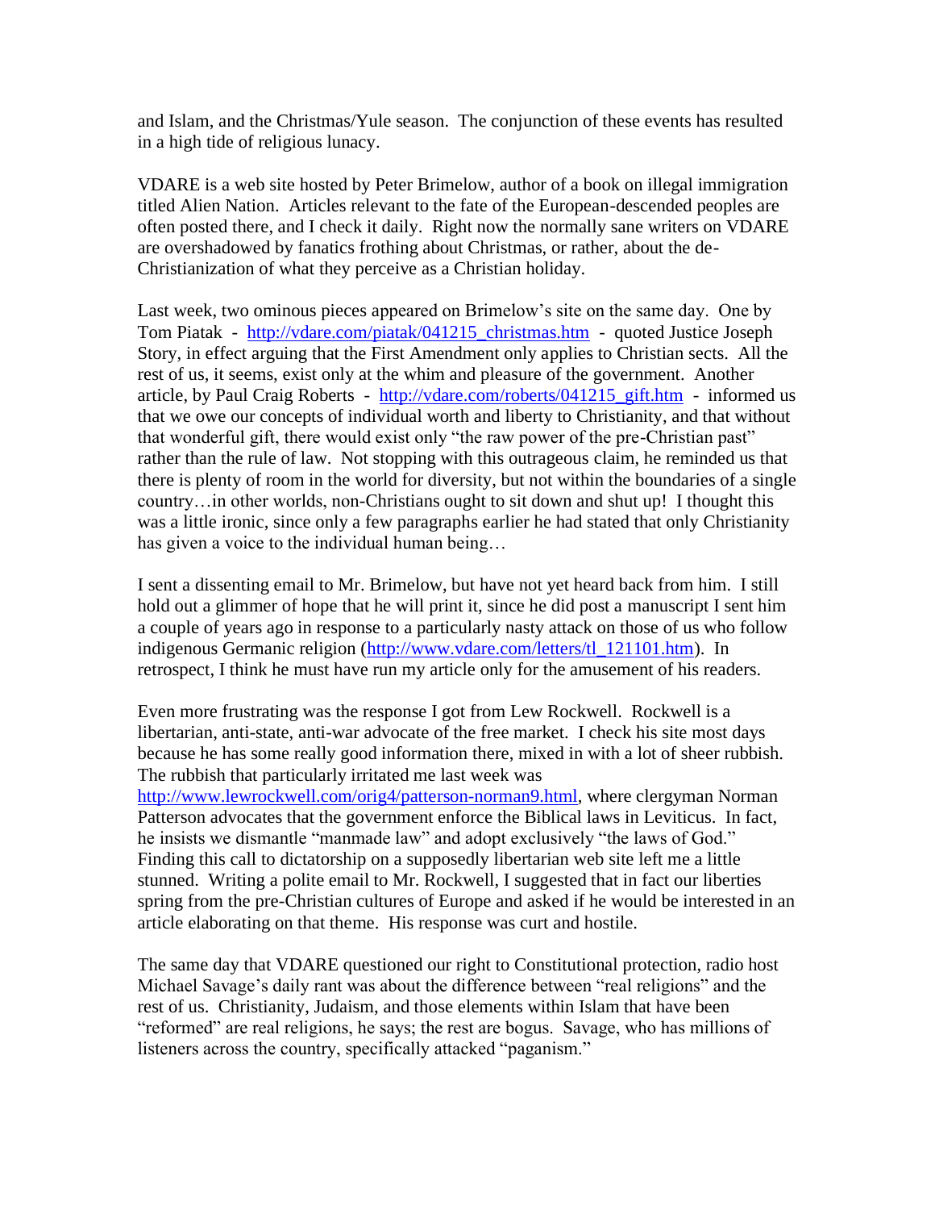and Islam, and the Christmas/Yule season. The conjunction of these events has resulted in a high tide of religious lunacy.

VDARE is a web site hosted by Peter Brimelow, author of a book on illegal immigration titled Alien Nation. Articles relevant to the fate of the European-descended peoples are often posted there, and I check it daily. Right now the normally sane writers on VDARE are overshadowed by fanatics frothing about Christmas, or rather, about the de-Christianization of what they perceive as a Christian holiday.

Last week, two ominous pieces appeared on Brimelow's site on the same day. One by Tom Piatak - http://vdare.com/piatak/041215_christmas.htm - quoted Justice Joseph Story, in effect arguing that the First Amendment only applies to Christian sects. All the rest of us, it seems, exist only at the whim and pleasure of the government. Another article, by Paul Craig Roberts - http://vdare.com/roberts/041215_gift.htm - informed us that we owe our concepts of individual worth and liberty to Christianity, and that without that wonderful gift, there would exist only "the raw power of the pre-Christian past" rather than the rule of law. Not stopping with this outrageous claim, he reminded us that there is plenty of room in the world for diversity, but not within the boundaries of a single country…in other worlds, non-Christians ought to sit down and shut up! I thought this was a little ironic, since only a few paragraphs earlier he had stated that only Christianity has given a voice to the individual human being…

I sent a dissenting email to Mr. Brimelow, but have not yet heard back from him. I still hold out a glimmer of hope that he will print it, since he did post a manuscript I sent him a couple of years ago in response to a particularly nasty attack on those of us who follow indigenous Germanic religion (http://www.vdare.com/letters/tl_121101.htm). In retrospect, I think he must have run my article only for the amusement of his readers.

Even more frustrating was the response I got from Lew Rockwell. Rockwell is a libertarian, anti-state, anti-war advocate of the free market. I check his site most days because he has some really good information there, mixed in with a lot of sheer rubbish. The rubbish that particularly irritated me last week was http://www.lewrockwell.com/orig4/patterson-norman9.html, where clergyman Norman Patterson advocates that the government enforce the Biblical laws in Leviticus. In fact, he insists we dismantle "manmade law" and adopt exclusively "the laws of God." Finding this call to dictatorship on a supposedly libertarian web site left me a little stunned. Writing a polite email to Mr. Rockwell, I suggested that in fact our liberties spring from the pre-Christian cultures of Europe and asked if he would be interested in an article elaborating on that theme. His response was curt and hostile.

The same day that VDARE questioned our right to Constitutional protection, radio host Michael Savage's daily rant was about the difference between "real religions" and the rest of us. Christianity, Judaism, and those elements within Islam that have been "reformed" are real religions, he says; the rest are bogus. Savage, who has millions of listeners across the country, specifically attacked "paganism."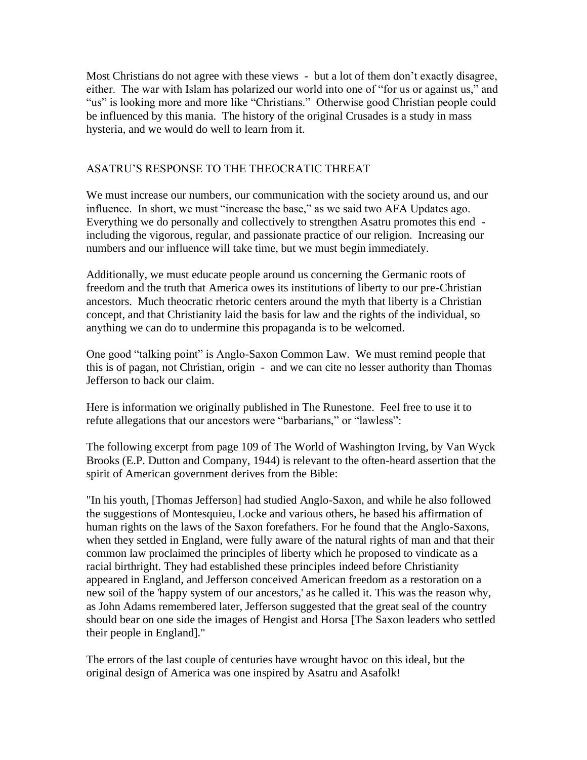Most Christians do not agree with these views - but a lot of them don't exactly disagree, either. The war with Islam has polarized our world into one of "for us or against us," and "us" is looking more and more like "Christians." Otherwise good Christian people could be influenced by this mania. The history of the original Crusades is a study in mass hysteria, and we would do well to learn from it.

## ASATRU'S RESPONSE TO THE THEOCRATIC THREAT

We must increase our numbers, our communication with the society around us, and our influence. In short, we must "increase the base," as we said two AFA Updates ago. Everything we do personally and collectively to strengthen Asatru promotes this end - including the vigorous, regular, and passionate practice of our religion. Increasing our numbers and our influence will take time, but we must begin immediately.

Additionally, we must educate people around us concerning the Germanic roots of freedom and the truth that America owes its institutions of liberty to our pre-Christian ancestors. Much theocratic rhetoric centers around the myth that liberty is a Christian concept, and that Christianity laid the basis for law and the rights of the individual, so anything we can do to undermine this propaganda is to be welcomed.

One good "talking point" is Anglo-Saxon Common Law. We must remind people that this is of pagan, not Christian, origin - and we can cite no lesser authority than Thomas Jefferson to back our claim.

Here is information we originally published in The Runestone. Feel free to use it to refute allegations that our ancestors were "barbarians," or "lawless":

The following excerpt from page 109 of The World of Washington Irving, by Van Wyck Brooks (E.P. Dutton and Company, 1944) is relevant to the often-heard assertion that the spirit of American government derives from the Bible:

"In his youth, [Thomas Jefferson] had studied Anglo-Saxon, and while he also followed the suggestions of Montesquieu, Locke and various others, he based his affirmation of human rights on the laws of the Saxon forefathers. For he found that the Anglo-Saxons, when they settled in England, were fully aware of the natural rights of man and that their common law proclaimed the principles of liberty which he proposed to vindicate as a racial birthright. They had established these principles indeed before Christianity appeared in England, and Jefferson conceived American freedom as a restoration on a new soil of the 'happy system of our ancestors,' as he called it. This was the reason why, as John Adams remembered later, Jefferson suggested that the great seal of the country should bear on one side the images of Hengist and Horsa [The Saxon leaders who settled their people in England]."

The errors of the last couple of centuries have wrought havoc on this ideal, but the original design of America was one inspired by Asatru and Asafolk!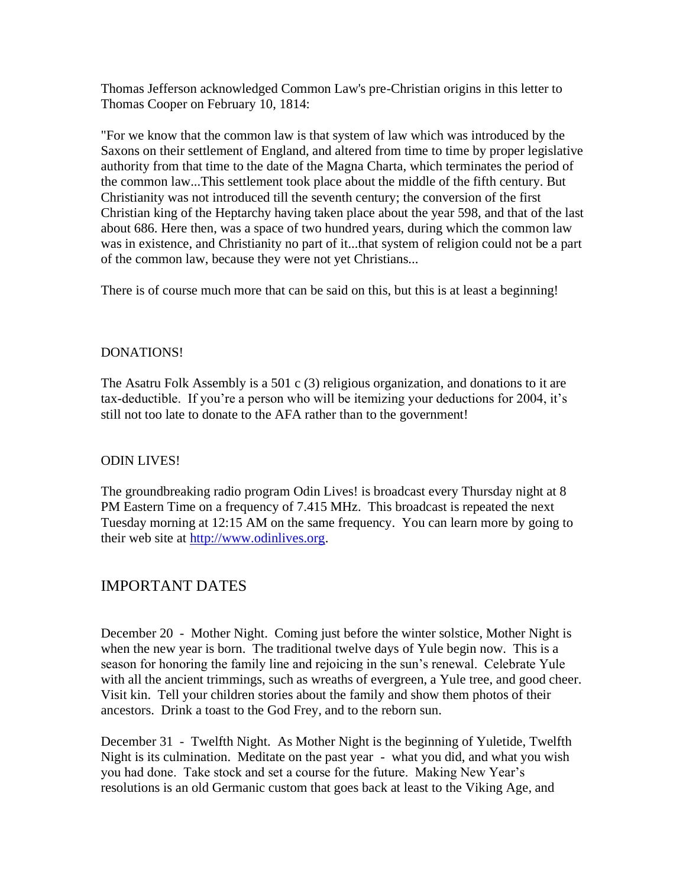Thomas Jefferson acknowledged Common Law's pre-Christian origins in this letter to Thomas Cooper on February 10, 1814:

"For we know that the common law is that system of law which was introduced by the Saxons on their settlement of England, and altered from time to time by proper legislative authority from that time to the date of the Magna Charta, which terminates the period of the common law...This settlement took place about the middle of the fifth century. But Christianity was not introduced till the seventh century; the conversion of the first Christian king of the Heptarchy having taken place about the year 598, and that of the last about 686. Here then, was a space of two hundred years, during which the common law was in existence, and Christianity no part of it...that system of religion could not be a part of the common law, because they were not yet Christians...

There is of course much more that can be said on this, but this is at least a beginning!

DONATIONS!

The Asatru Folk Assembly is a 501 c (3) religious organization, and donations to it are tax-deductible. If you're a person who will be itemizing your deductions for 2004, it's still not too late to donate to the AFA rather than to the government!

ODIN LIVES!

The groundbreaking radio program Odin Lives! is broadcast every Thursday night at 8 PM Eastern Time on a frequency of 7.415 MHz. This broadcast is repeated the next Tuesday morning at 12:15 AM on the same frequency. You can learn more by going to their web site at [http://www.odinlives.org](http://www.odinlives.org).

## IMPORTANT DATES

December 20 - Mother Night. Coming just before the winter solstice, Mother Night is when the new year is born. The traditional twelve days of Yule begin now. This is a season for honoring the family line and rejoicing in the sun's renewal. Celebrate Yule with all the ancient trimmings, such as wreaths of evergreen, a Yule tree, and good cheer. Visit kin. Tell your children stories about the family and show them photos of their ancestors. Drink a toast to the God Frey, and to the reborn sun.

December 31 - Twelfth Night. As Mother Night is the beginning of Yuletide, Twelfth Night is its culmination. Meditate on the past year - what you did, and what you wish you had done. Take stock and set a course for the future. Making New Year's resolutions is an old Germanic custom that goes back at least to the Viking Age, and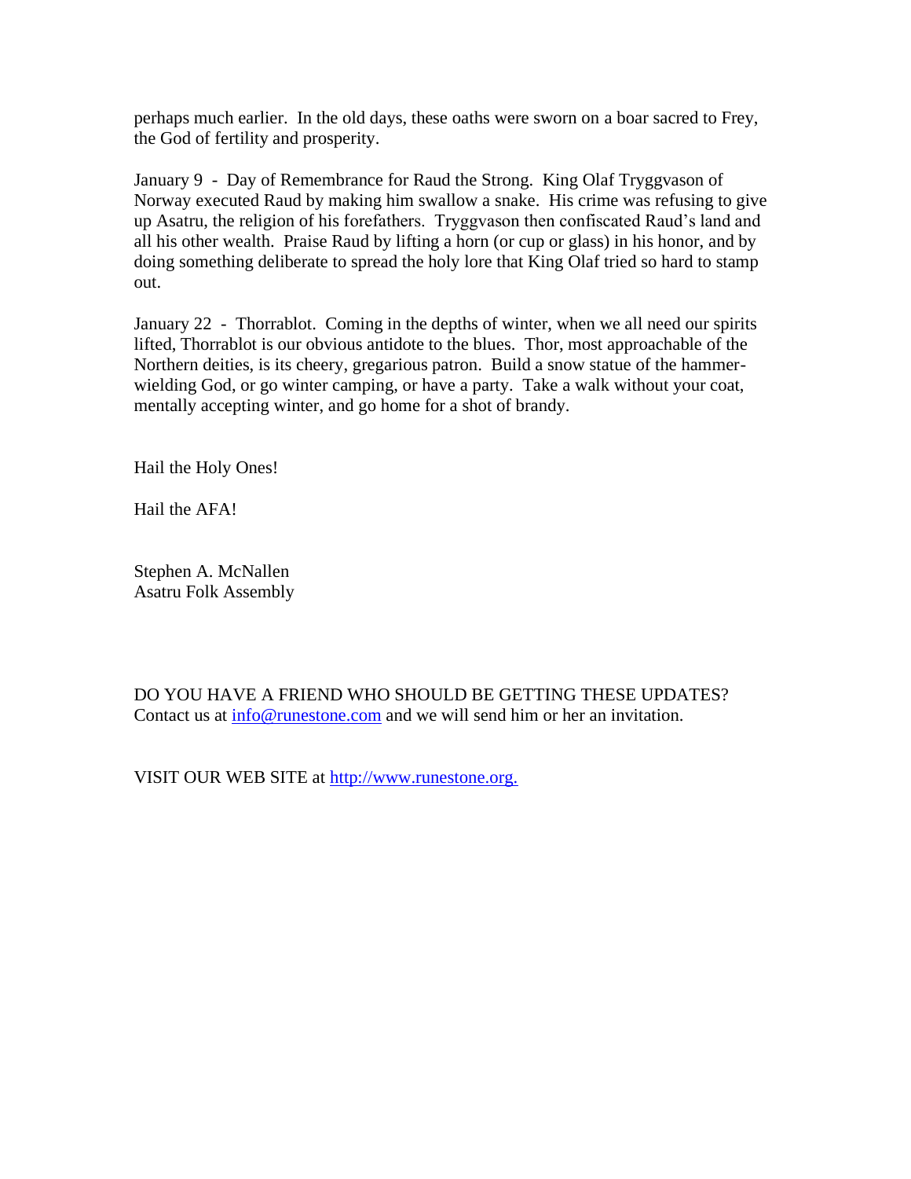perhaps much earlier. In the old days, these oaths were sworn on a boar sacred to Frey, the God of fertility and prosperity.

January 9 - Day of Remembrance for Raud the Strong. King Olaf Tryggvason of Norway executed Raud by making him swallow a snake. His crime was refusing to give up Asatru, the religion of his forefathers. Tryggvason then confiscated Raud's land and all his other wealth. Praise Raud by lifting a horn (or cup or glass) in his honor, and by doing something deliberate to spread the holy lore that King Olaf tried so hard to stamp out.

January 22 - Thorrablot. Coming in the depths of winter, when we all need our spirits lifted, Thorrablot is our obvious antidote to the blues. Thor, most approachable of the Northern deities, is its cheery, gregarious patron. Build a snow statue of the hammer-wielding God, or go winter camping, or have a party. Take a walk without your coat, mentally accepting winter, and go home for a shot of brandy.

Hail the Holy Ones!

Hail the AFA!

Stephen A. McNallen
Asatru Folk Assembly

DO YOU HAVE A FRIEND WHO SHOULD BE GETTING THESE UPDATES? Contact us at info@runestone.com and we will send him or her an invitation.

VISIT OUR WEB SITE at http://www.runestone.org.